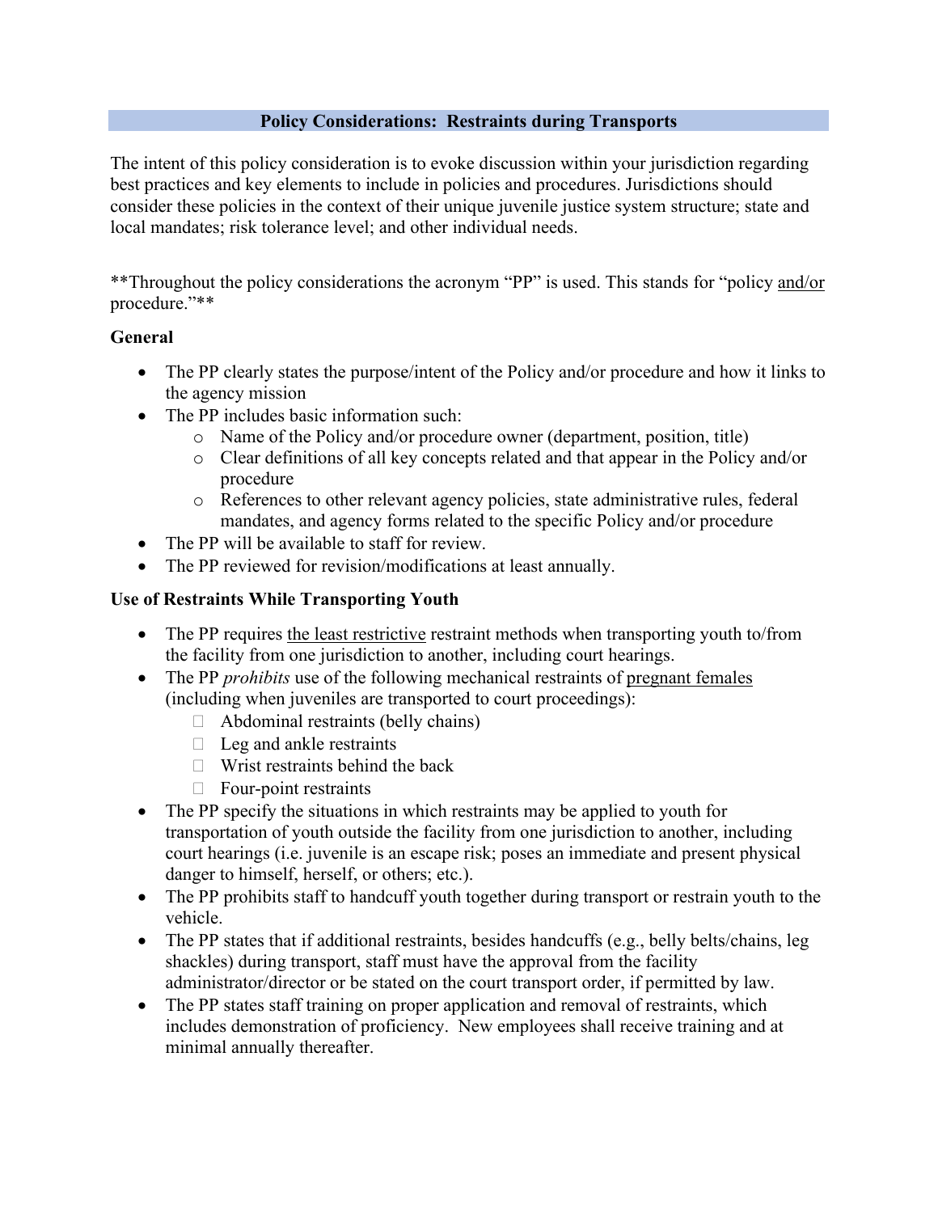## Policy Considerations: Restraints during Transports

The intent of this policy consideration is to evoke discussion within your jurisdiction regarding best practices and key elements to include in policies and procedures. Jurisdictions should consider these policies in the context of their unique juvenile justice system structure; state and local mandates; risk tolerance level; and other individual needs.

**Throughout the policy considerations the acronym "PP" is used. This stands for "policy and/or procedure."**

### General

- The PP clearly states the purpose/intent of the Policy and/or procedure and how it links to the agency mission
- The PP includes basic information such:
  - Name of the Policy and/or procedure owner (department, position, title)
  - Clear definitions of all key concepts related and that appear in the Policy and/or procedure
  - References to other relevant agency policies, state administrative rules, federal mandates, and agency forms related to the specific Policy and/or procedure
- The PP will be available to staff for review.
- The PP reviewed for revision/modifications at least annually.

### Use of Restraints While Transporting Youth

- The PP requires the least restrictive restraint methods when transporting youth to/from the facility from one jurisdiction to another, including court hearings.
- The PP *prohibits* use of the following mechanical restraints of pregnant females (including when juveniles are transported to court proceedings):
  - Abdominal restraints (belly chains)
  - Leg and ankle restraints
  - Wrist restraints behind the back
  - Four-point restraints
- The PP specify the situations in which restraints may be applied to youth for transportation of youth outside the facility from one jurisdiction to another, including court hearings (i.e. juvenile is an escape risk; poses an immediate and present physical danger to himself, herself, or others; etc.).
- The PP prohibits staff to handcuff youth together during transport or restrain youth to the vehicle.
- The PP states that if additional restraints, besides handcuffs (e.g., belly belts/chains, leg shackles) during transport, staff must have the approval from the facility administrator/director or be stated on the court transport order, if permitted by law.
- The PP states staff training on proper application and removal of restraints, which includes demonstration of proficiency. New employees shall receive training and at minimal annually thereafter.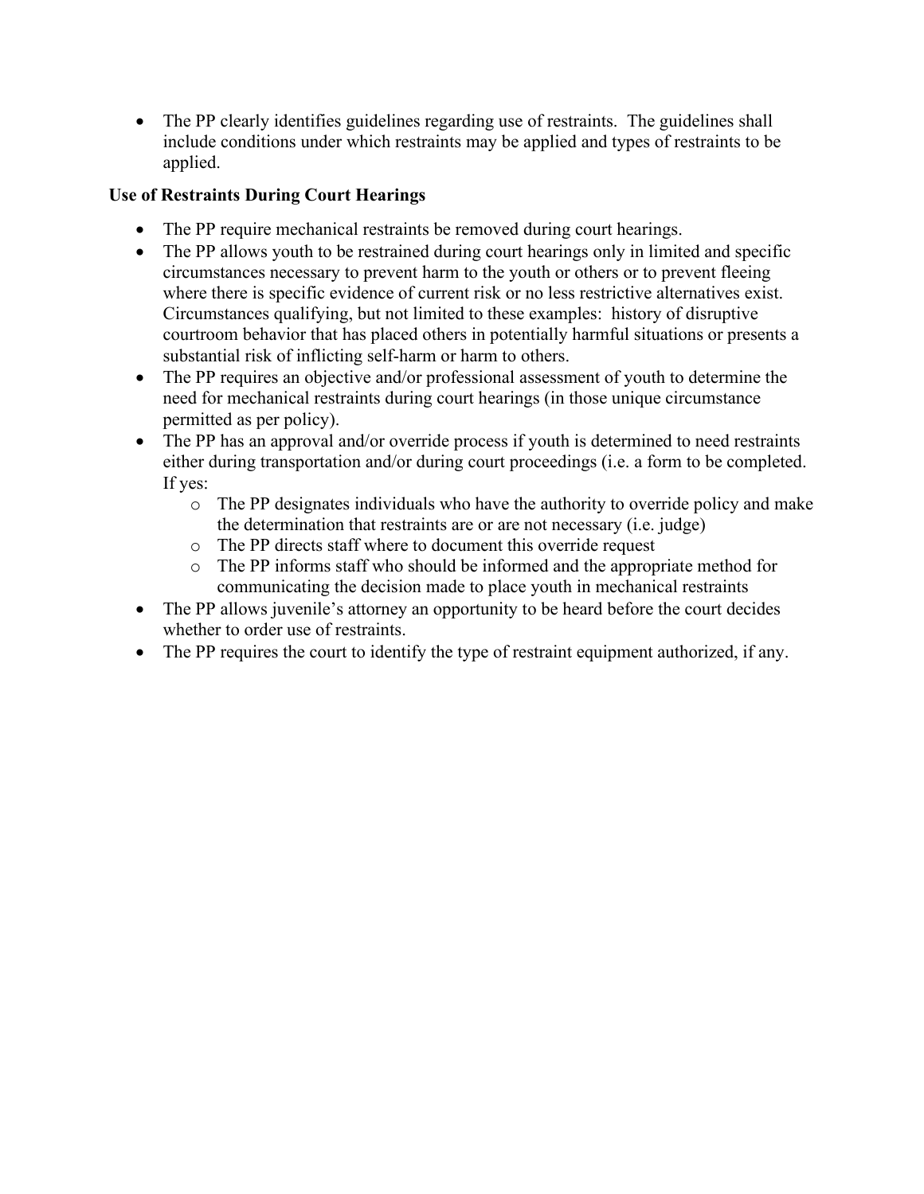- The PP clearly identifies guidelines regarding use of restraints. The guidelines shall include conditions under which restraints may be applied and types of restraints to be applied.

**Use of Restraints During Court Hearings**

- The PP require mechanical restraints be removed during court hearings.
- The PP allows youth to be restrained during court hearings only in limited and specific circumstances necessary to prevent harm to the youth or others or to prevent fleeing where there is specific evidence of current risk or no less restrictive alternatives exist. Circumstances qualifying, but not limited to these examples: history of disruptive courtroom behavior that has placed others in potentially harmful situations or presents a substantial risk of inflicting self-harm or harm to others.
- The PP requires an objective and/or professional assessment of youth to determine the need for mechanical restraints during court hearings (in those unique circumstance permitted as per policy).
- The PP has an approval and/or override process if youth is determined to need restraints either during transportation and/or during court proceedings (i.e. a form to be completed. If yes:
  - The PP designates individuals who have the authority to override policy and make the determination that restraints are or are not necessary (i.e. judge)
  - The PP directs staff where to document this override request
  - The PP informs staff who should be informed and the appropriate method for communicating the decision made to place youth in mechanical restraints
- The PP allows juvenile's attorney an opportunity to be heard before the court decides whether to order use of restraints.
- The PP requires the court to identify the type of restraint equipment authorized, if any.